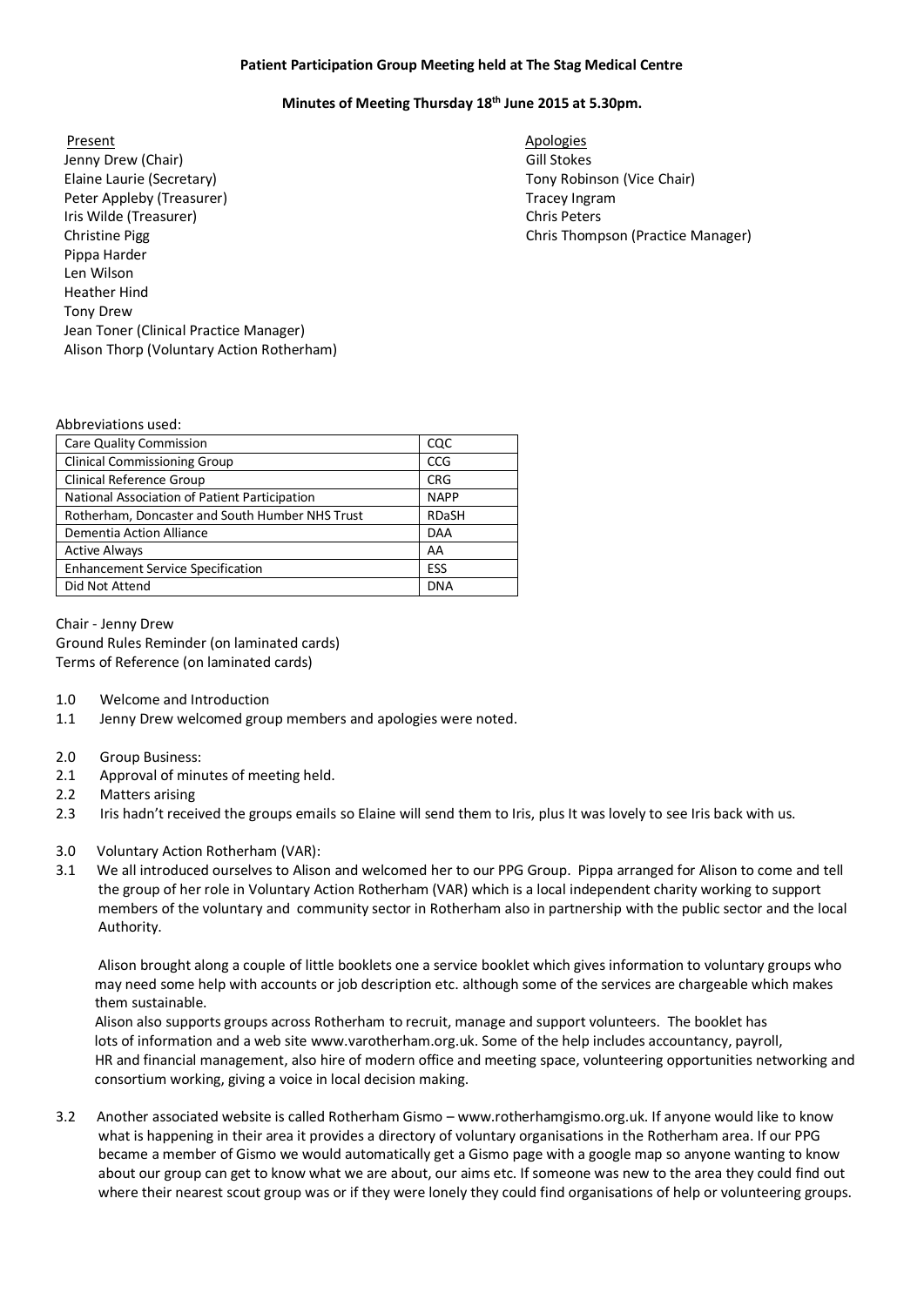**Patient Participation Group Meeting held at The Stag Medical Centre**

**Minutes of Meeting Thursday 18th June 2015 at 5.30pm.**

Present
Jenny Drew (Chair)
Elaine Laurie (Secretary)
Peter Appleby (Treasurer)
Iris Wilde (Treasurer)
Christine Pigg
Pippa Harder
Len Wilson
Heather Hind
Tony Drew
Jean Toner (Clinical Practice Manager)
Alison Thorp (Voluntary Action Rotherham)

Apologies
Gill Stokes
Tony Robinson (Vice Chair)
Tracey Ingram
Chris Peters
Chris Thompson (Practice Manager)

Abbreviations used:

| | |
|---|---|
| Care Quality Commission | CQC |
| Clinical Commissioning Group | CCG |
| Clinical Reference Group | CRG |
| National Association of Patient Participation | NAPP |
| Rotherham, Doncaster and South Humber NHS Trust | RDaSH |
| Dementia Action Alliance | DAA |
| Active Always | AA |
| Enhancement Service Specification | ESS |
| Did Not Attend | DNA |

Chair - Jenny Drew
Ground Rules Reminder (on laminated cards)
Terms of Reference (on laminated cards)

1.0 Welcome and Introduction

1.1 Jenny Drew welcomed group members and apologies were noted.

2.0 Group Business:

2.1 Approval of minutes of meeting held.

2.2 Matters arising

2.3 Iris hadn't received the groups emails so Elaine will send them to Iris, plus It was lovely to see Iris back with us.

3.0 Voluntary Action Rotherham (VAR):

3.1 We all introduced ourselves to Alison and welcomed her to our PPG Group. Pippa arranged for Alison to come and tell the group of her role in Voluntary Action Rotherham (VAR) which is a local independent charity working to support members of the voluntary and community sector in Rotherham also in partnership with the public sector and the local Authority.

Alison brought along a couple of little booklets one a service booklet which gives information to voluntary groups who may need some help with accounts or job description etc. although some of the services are chargeable which makes them sustainable.
Alison also supports groups across Rotherham to recruit, manage and support volunteers. The booklet has lots of information and a web site www.varotherham.org.uk. Some of the help includes accountancy, payroll, HR and financial management, also hire of modern office and meeting space, volunteering opportunities networking and consortium working, giving a voice in local decision making.

3.2 Another associated website is called Rotherham Gismo – www.rotherhamgismo.org.uk. If anyone would like to know what is happening in their area it provides a directory of voluntary organisations in the Rotherham area. If our PPG became a member of Gismo we would automatically get a Gismo page with a google map so anyone wanting to know about our group can get to know what we are about, our aims etc. If someone was new to the area they could find out where their nearest scout group was or if they were lonely they could find organisations of help or volunteering groups.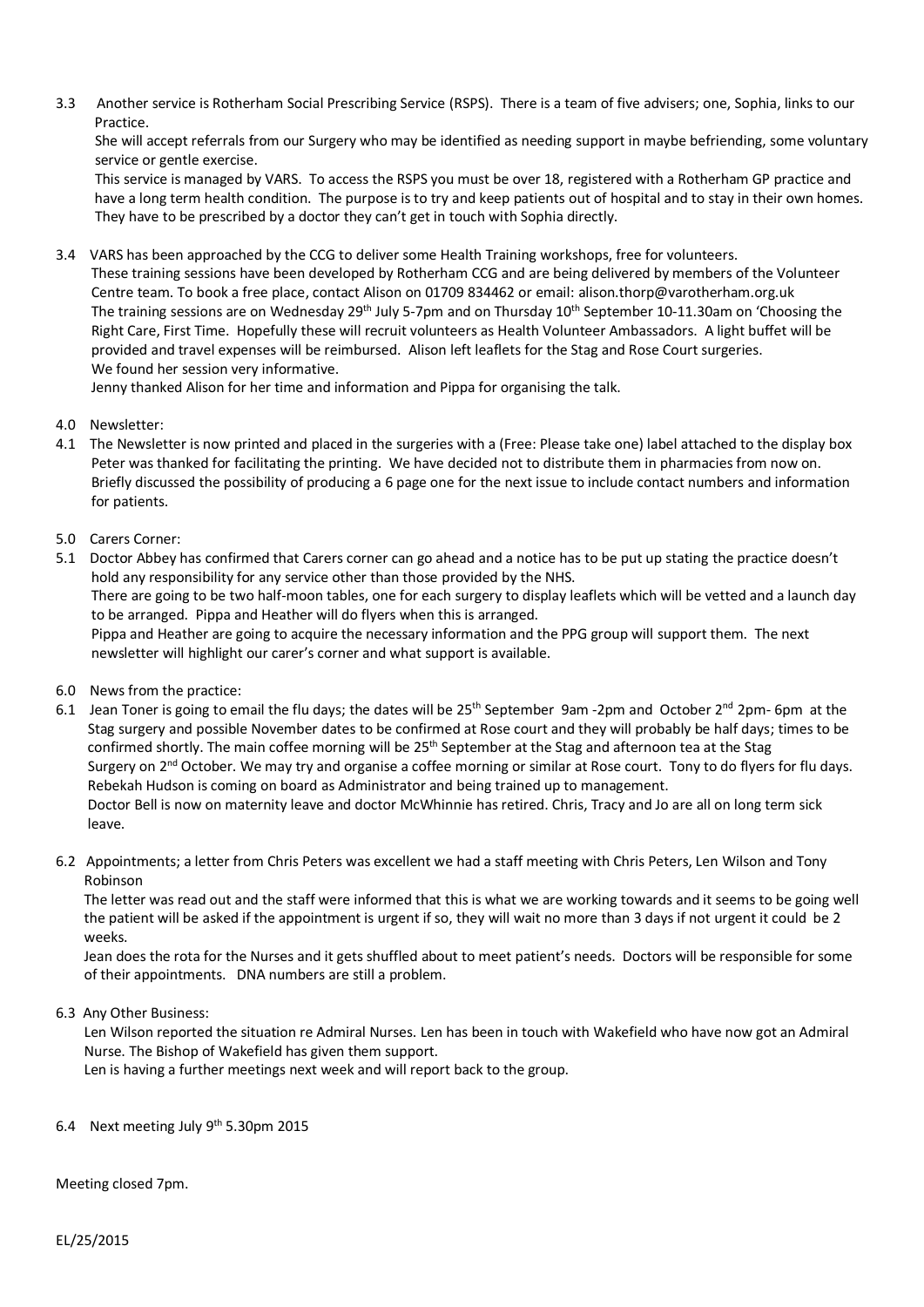3.3 Another service is Rotherham Social Prescribing Service (RSPS). There is a team of five advisers; one, Sophia, links to our Practice.

She will accept referrals from our Surgery who may be identified as needing support in maybe befriending, some voluntary service or gentle exercise.

This service is managed by VARS. To access the RSPS you must be over 18, registered with a Rotherham GP practice and have a long term health condition. The purpose is to try and keep patients out of hospital and to stay in their own homes. They have to be prescribed by a doctor they can't get in touch with Sophia directly.

3.4 VARS has been approached by the CCG to deliver some Health Training workshops, free for volunteers.

These training sessions have been developed by Rotherham CCG and are being delivered by members of the Volunteer Centre team. To book a free place, contact Alison on 01709 834462 or email: alison.thorp@varotherham.org.uk

The training sessions are on Wednesday 29th July 5-7pm and on Thursday 10th September 10-11.30am on 'Choosing the Right Care, First Time. Hopefully these will recruit volunteers as Health Volunteer Ambassadors. A light buffet will be provided and travel expenses will be reimbursed. Alison left leaflets for the Stag and Rose Court surgeries.

We found her session very informative.

Jenny thanked Alison for her time and information and Pippa for organising the talk.

4.0 Newsletter:

4.1 The Newsletter is now printed and placed in the surgeries with a (Free: Please take one) label attached to the display box Peter was thanked for facilitating the printing. We have decided not to distribute them in pharmacies from now on. Briefly discussed the possibility of producing a 6 page one for the next issue to include contact numbers and information for patients.

5.0 Carers Corner:

5.1 Doctor Abbey has confirmed that Carers corner can go ahead and a notice has to be put up stating the practice doesn't hold any responsibility for any service other than those provided by the NHS.

There are going to be two half-moon tables, one for each surgery to display leaflets which will be vetted and a launch day to be arranged. Pippa and Heather will do flyers when this is arranged.

Pippa and Heather are going to acquire the necessary information and the PPG group will support them. The next newsletter will highlight our carer's corner and what support is available.

6.0 News from the practice:

6.1 Jean Toner is going to email the flu days; the dates will be 25th September 9am -2pm and October 2nd 2pm- 6pm at the Stag surgery and possible November dates to be confirmed at Rose court and they will probably be half days; times to be confirmed shortly. The main coffee morning will be 25th September at the Stag and afternoon tea at the Stag Surgery on 2nd October. We may try and organise a coffee morning or similar at Rose court. Tony to do flyers for flu days. Rebekah Hudson is coming on board as Administrator and being trained up to management.

Doctor Bell is now on maternity leave and doctor McWhinnie has retired. Chris, Tracy and Jo are all on long term sick leave.

6.2 Appointments; a letter from Chris Peters was excellent we had a staff meeting with Chris Peters, Len Wilson and Tony Robinson

The letter was read out and the staff were informed that this is what we are working towards and it seems to be going well the patient will be asked if the appointment is urgent if so, they will wait no more than 3 days if not urgent it could be 2 weeks.

Jean does the rota for the Nurses and it gets shuffled about to meet patient's needs. Doctors will be responsible for some of their appointments. DNA numbers are still a problem.

6.3 Any Other Business:

Len Wilson reported the situation re Admiral Nurses. Len has been in touch with Wakefield who have now got an Admiral Nurse. The Bishop of Wakefield has given them support.

Len is having a further meetings next week and will report back to the group.

6.4 Next meeting July 9th 5.30pm 2015

Meeting closed 7pm.

EL/25/2015